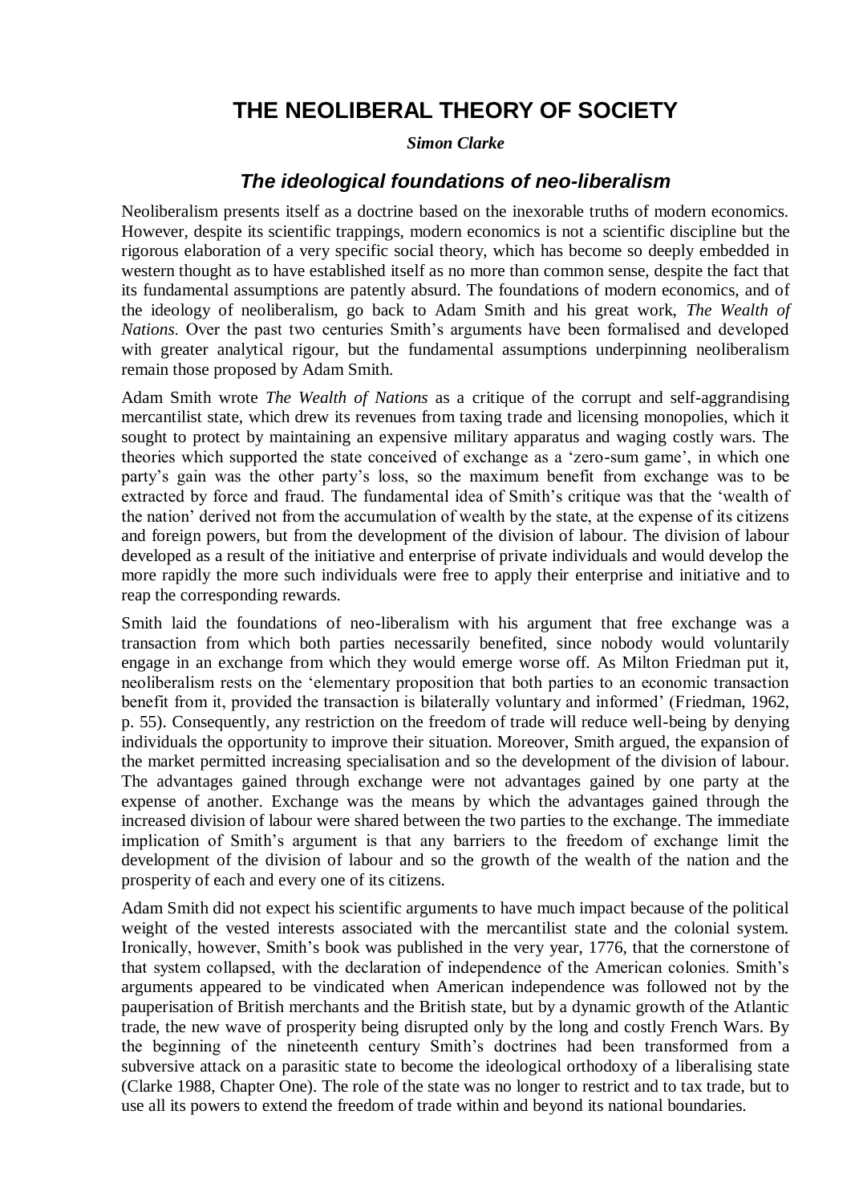# THE NEOLIBERAL THEORY OF SOCIETY

***Simon Clarke***

## *The ideological foundations of neo-liberalism*

Neoliberalism presents itself as a doctrine based on the inexorable truths of modern economics. However, despite its scientific trappings, modern economics is not a scientific discipline but the rigorous elaboration of a very specific social theory, which has become so deeply embedded in western thought as to have established itself as no more than common sense, despite the fact that its fundamental assumptions are patently absurd. The foundations of modern economics, and of the ideology of neoliberalism, go back to Adam Smith and his great work, *The Wealth of Nations*. Over the past two centuries Smith's arguments have been formalised and developed with greater analytical rigour, but the fundamental assumptions underpinning neoliberalism remain those proposed by Adam Smith.

Adam Smith wrote *The Wealth of Nations* as a critique of the corrupt and self-aggrandising mercantilist state, which drew its revenues from taxing trade and licensing monopolies, which it sought to protect by maintaining an expensive military apparatus and waging costly wars. The theories which supported the state conceived of exchange as a 'zero-sum game', in which one party's gain was the other party's loss, so the maximum benefit from exchange was to be extracted by force and fraud. The fundamental idea of Smith's critique was that the 'wealth of the nation' derived not from the accumulation of wealth by the state, at the expense of its citizens and foreign powers, but from the development of the division of labour. The division of labour developed as a result of the initiative and enterprise of private individuals and would develop the more rapidly the more such individuals were free to apply their enterprise and initiative and to reap the corresponding rewards.

Smith laid the foundations of neo-liberalism with his argument that free exchange was a transaction from which both parties necessarily benefited, since nobody would voluntarily engage in an exchange from which they would emerge worse off. As Milton Friedman put it, neoliberalism rests on the 'elementary proposition that both parties to an economic transaction benefit from it, provided the transaction is bilaterally voluntary and informed' (Friedman, 1962, p. 55). Consequently, any restriction on the freedom of trade will reduce well-being by denying individuals the opportunity to improve their situation. Moreover, Smith argued, the expansion of the market permitted increasing specialisation and so the development of the division of labour. The advantages gained through exchange were not advantages gained by one party at the expense of another. Exchange was the means by which the advantages gained through the increased division of labour were shared between the two parties to the exchange. The immediate implication of Smith's argument is that any barriers to the freedom of exchange limit the development of the division of labour and so the growth of the wealth of the nation and the prosperity of each and every one of its citizens.

Adam Smith did not expect his scientific arguments to have much impact because of the political weight of the vested interests associated with the mercantilist state and the colonial system. Ironically, however, Smith's book was published in the very year, 1776, that the cornerstone of that system collapsed, with the declaration of independence of the American colonies. Smith's arguments appeared to be vindicated when American independence was followed not by the pauperisation of British merchants and the British state, but by a dynamic growth of the Atlantic trade, the new wave of prosperity being disrupted only by the long and costly French Wars. By the beginning of the nineteenth century Smith's doctrines had been transformed from a subversive attack on a parasitic state to become the ideological orthodoxy of a liberalising state (Clarke 1988, Chapter One). The role of the state was no longer to restrict and to tax trade, but to use all its powers to extend the freedom of trade within and beyond its national boundaries.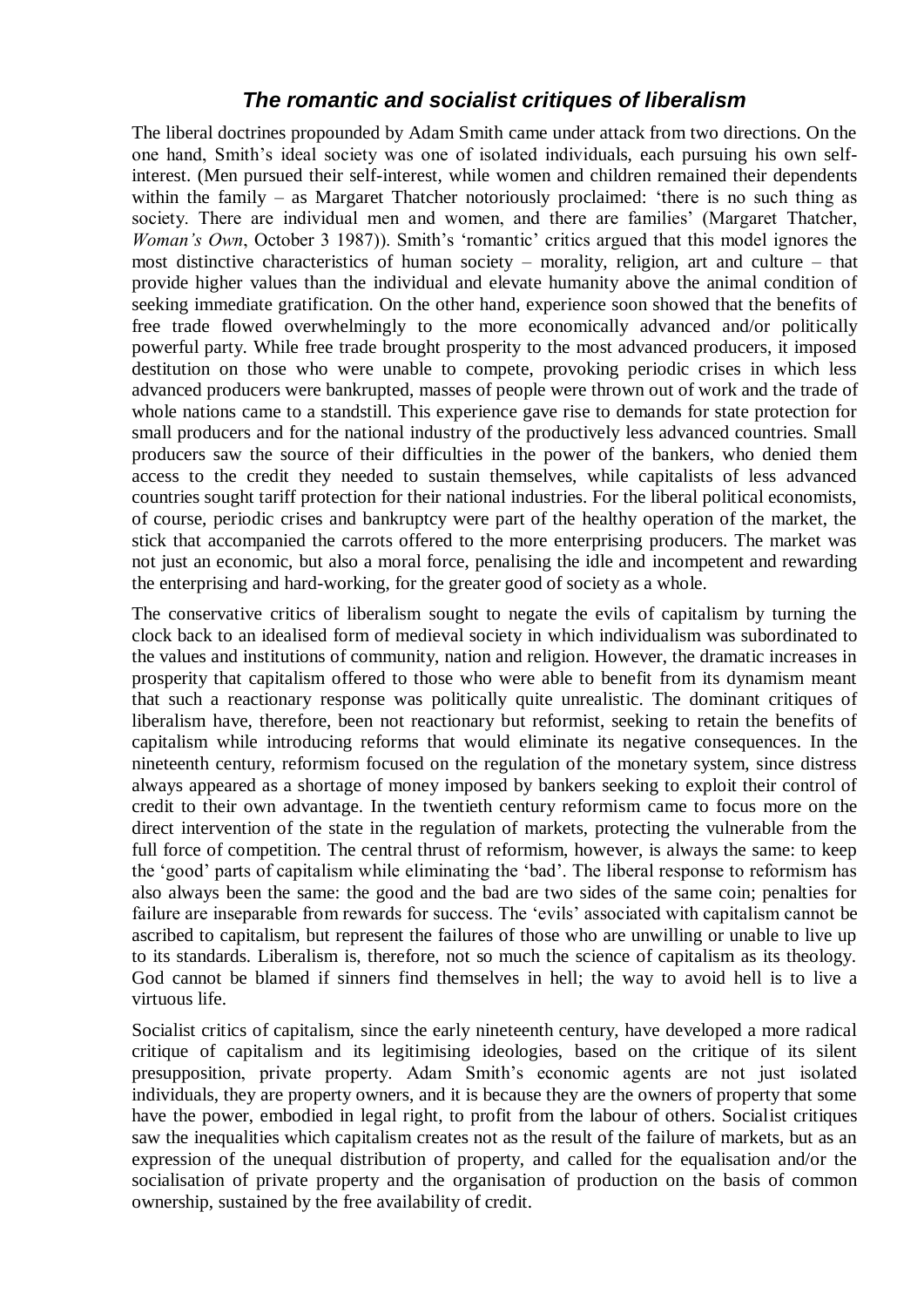## *The romantic and socialist critiques of liberalism*

The liberal doctrines propounded by Adam Smith came under attack from two directions. On the one hand, Smith's ideal society was one of isolated individuals, each pursuing his own self-interest. (Men pursued their self-interest, while women and children remained their dependents within the family – as Margaret Thatcher notoriously proclaimed: 'there is no such thing as society. There are individual men and women, and there are families' (Margaret Thatcher, *Woman's Own*, October 3 1987)). Smith's 'romantic' critics argued that this model ignores the most distinctive characteristics of human society – morality, religion, art and culture – that provide higher values than the individual and elevate humanity above the animal condition of seeking immediate gratification. On the other hand, experience soon showed that the benefits of free trade flowed overwhelmingly to the more economically advanced and/or politically powerful party. While free trade brought prosperity to the most advanced producers, it imposed destitution on those who were unable to compete, provoking periodic crises in which less advanced producers were bankrupted, masses of people were thrown out of work and the trade of whole nations came to a standstill. This experience gave rise to demands for state protection for small producers and for the national industry of the productively less advanced countries. Small producers saw the source of their difficulties in the power of the bankers, who denied them access to the credit they needed to sustain themselves, while capitalists of less advanced countries sought tariff protection for their national industries. For the liberal political economists, of course, periodic crises and bankruptcy were part of the healthy operation of the market, the stick that accompanied the carrots offered to the more enterprising producers. The market was not just an economic, but also a moral force, penalising the idle and incompetent and rewarding the enterprising and hard-working, for the greater good of society as a whole.

The conservative critics of liberalism sought to negate the evils of capitalism by turning the clock back to an idealised form of medieval society in which individualism was subordinated to the values and institutions of community, nation and religion. However, the dramatic increases in prosperity that capitalism offered to those who were able to benefit from its dynamism meant that such a reactionary response was politically quite unrealistic. The dominant critiques of liberalism have, therefore, been not reactionary but reformist, seeking to retain the benefits of capitalism while introducing reforms that would eliminate its negative consequences. In the nineteenth century, reformism focused on the regulation of the monetary system, since distress always appeared as a shortage of money imposed by bankers seeking to exploit their control of credit to their own advantage. In the twentieth century reformism came to focus more on the direct intervention of the state in the regulation of markets, protecting the vulnerable from the full force of competition. The central thrust of reformism, however, is always the same: to keep the 'good' parts of capitalism while eliminating the 'bad'. The liberal response to reformism has also always been the same: the good and the bad are two sides of the same coin; penalties for failure are inseparable from rewards for success. The 'evils' associated with capitalism cannot be ascribed to capitalism, but represent the failures of those who are unwilling or unable to live up to its standards. Liberalism is, therefore, not so much the science of capitalism as its theology. God cannot be blamed if sinners find themselves in hell; the way to avoid hell is to live a virtuous life.

Socialist critics of capitalism, since the early nineteenth century, have developed a more radical critique of capitalism and its legitimising ideologies, based on the critique of its silent presupposition, private property. Adam Smith's economic agents are not just isolated individuals, they are property owners, and it is because they are the owners of property that some have the power, embodied in legal right, to profit from the labour of others. Socialist critiques saw the inequalities which capitalism creates not as the result of the failure of markets, but as an expression of the unequal distribution of property, and called for the equalisation and/or the socialisation of private property and the organisation of production on the basis of common ownership, sustained by the free availability of credit.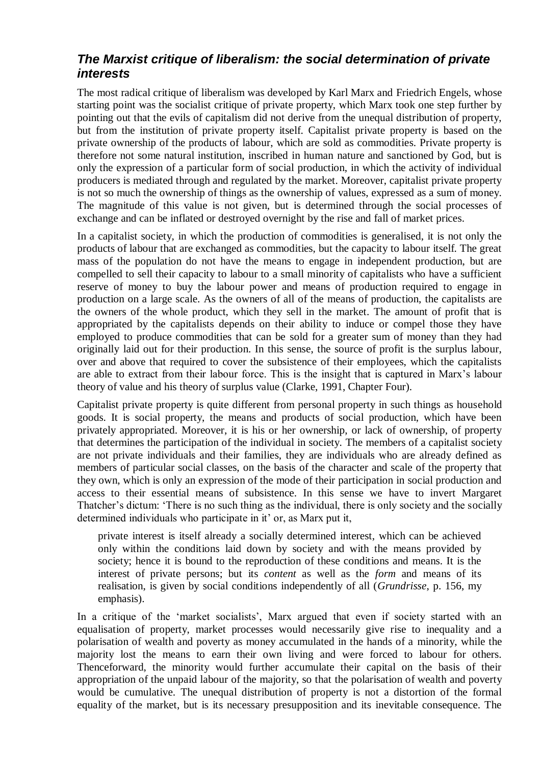## *The Marxist critique of liberalism: the social determination of private interests*

The most radical critique of liberalism was developed by Karl Marx and Friedrich Engels, whose starting point was the socialist critique of private property, which Marx took one step further by pointing out that the evils of capitalism did not derive from the unequal distribution of property, but from the institution of private property itself. Capitalist private property is based on the private ownership of the products of labour, which are sold as commodities. Private property is therefore not some natural institution, inscribed in human nature and sanctioned by God, but is only the expression of a particular form of social production, in which the activity of individual producers is mediated through and regulated by the market. Moreover, capitalist private property is not so much the ownership of things as the ownership of values, expressed as a sum of money. The magnitude of this value is not given, but is determined through the social processes of exchange and can be inflated or destroyed overnight by the rise and fall of market prices.

In a capitalist society, in which the production of commodities is generalised, it is not only the products of labour that are exchanged as commodities, but the capacity to labour itself. The great mass of the population do not have the means to engage in independent production, but are compelled to sell their capacity to labour to a small minority of capitalists who have a sufficient reserve of money to buy the labour power and means of production required to engage in production on a large scale. As the owners of all of the means of production, the capitalists are the owners of the whole product, which they sell in the market. The amount of profit that is appropriated by the capitalists depends on their ability to induce or compel those they have employed to produce commodities that can be sold for a greater sum of money than they had originally laid out for their production. In this sense, the source of profit is the surplus labour, over and above that required to cover the subsistence of their employees, which the capitalists are able to extract from their labour force. This is the insight that is captured in Marx's labour theory of value and his theory of surplus value (Clarke, 1991, Chapter Four).

Capitalist private property is quite different from personal property in such things as household goods. It is social property, the means and products of social production, which have been privately appropriated. Moreover, it is his or her ownership, or lack of ownership, of property that determines the participation of the individual in society. The members of a capitalist society are not private individuals and their families, they are individuals who are already defined as members of particular social classes, on the basis of the character and scale of the property that they own, which is only an expression of the mode of their participation in social production and access to their essential means of subsistence. In this sense we have to invert Margaret Thatcher's dictum: 'There is no such thing as the individual, there is only society and the socially determined individuals who participate in it' or, as Marx put it,

> private interest is itself already a socially determined interest, which can be achieved only within the conditions laid down by society and with the means provided by society; hence it is bound to the reproduction of these conditions and means. It is the interest of private persons; but its *content* as well as the *form* and means of its realisation, is given by social conditions independently of all (*Grundrisse*, p. 156, my emphasis).

In a critique of the 'market socialists', Marx argued that even if society started with an equalisation of property, market processes would necessarily give rise to inequality and a polarisation of wealth and poverty as money accumulated in the hands of a minority, while the majority lost the means to earn their own living and were forced to labour for others. Thenceforward, the minority would further accumulate their capital on the basis of their appropriation of the unpaid labour of the majority, so that the polarisation of wealth and poverty would be cumulative. The unequal distribution of property is not a distortion of the formal equality of the market, but is its necessary presupposition and its inevitable consequence. The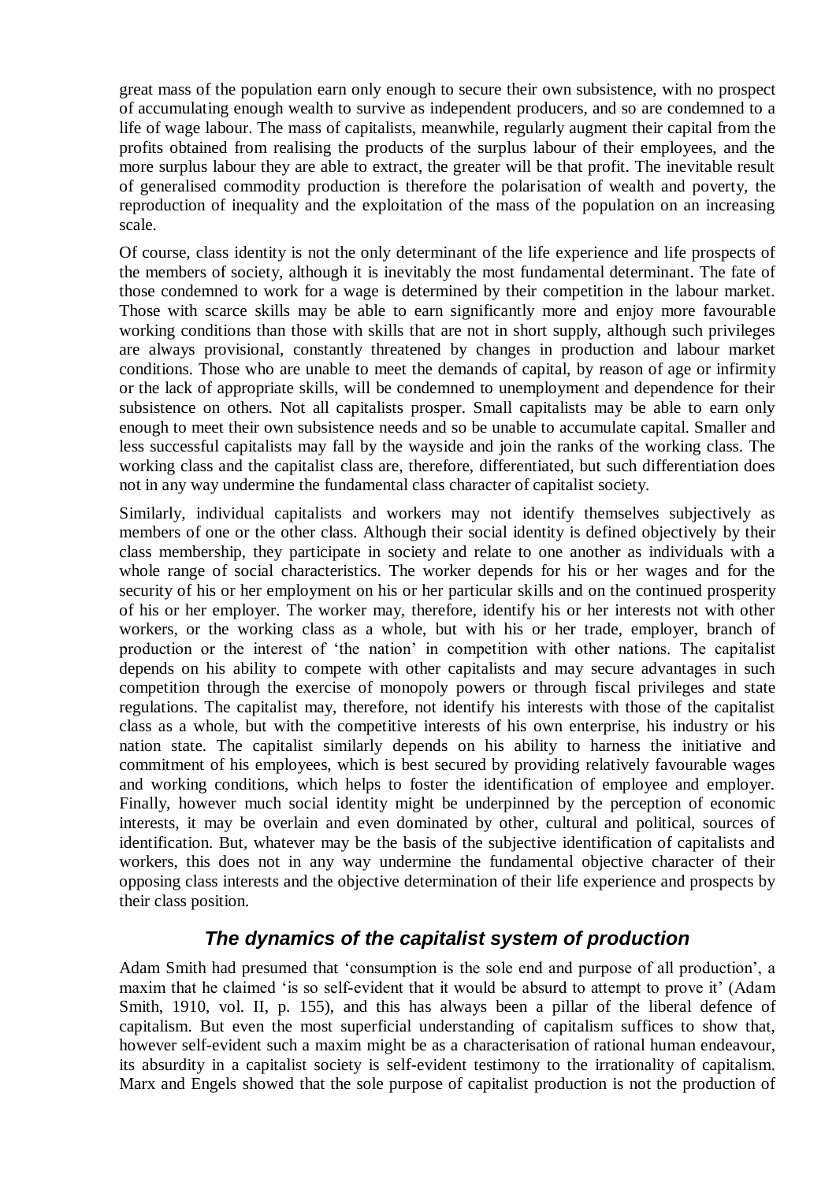great mass of the population earn only enough to secure their own subsistence, with no prospect of accumulating enough wealth to survive as independent producers, and so are condemned to a life of wage labour. The mass of capitalists, meanwhile, regularly augment their capital from the profits obtained from realising the products of the surplus labour of their employees, and the more surplus labour they are able to extract, the greater will be that profit. The inevitable result of generalised commodity production is therefore the polarisation of wealth and poverty, the reproduction of inequality and the exploitation of the mass of the population on an increasing scale.

Of course, class identity is not the only determinant of the life experience and life prospects of the members of society, although it is inevitably the most fundamental determinant. The fate of those condemned to work for a wage is determined by their competition in the labour market. Those with scarce skills may be able to earn significantly more and enjoy more favourable working conditions than those with skills that are not in short supply, although such privileges are always provisional, constantly threatened by changes in production and labour market conditions. Those who are unable to meet the demands of capital, by reason of age or infirmity or the lack of appropriate skills, will be condemned to unemployment and dependence for their subsistence on others. Not all capitalists prosper. Small capitalists may be able to earn only enough to meet their own subsistence needs and so be unable to accumulate capital. Smaller and less successful capitalists may fall by the wayside and join the ranks of the working class. The working class and the capitalist class are, therefore, differentiated, but such differentiation does not in any way undermine the fundamental class character of capitalist society.

Similarly, individual capitalists and workers may not identify themselves subjectively as members of one or the other class. Although their social identity is defined objectively by their class membership, they participate in society and relate to one another as individuals with a whole range of social characteristics. The worker depends for his or her wages and for the security of his or her employment on his or her particular skills and on the continued prosperity of his or her employer. The worker may, therefore, identify his or her interests not with other workers, or the working class as a whole, but with his or her trade, employer, branch of production or the interest of 'the nation' in competition with other nations. The capitalist depends on his ability to compete with other capitalists and may secure advantages in such competition through the exercise of monopoly powers or through fiscal privileges and state regulations. The capitalist may, therefore, not identify his interests with those of the capitalist class as a whole, but with the competitive interests of his own enterprise, his industry or his nation state. The capitalist similarly depends on his ability to harness the initiative and commitment of his employees, which is best secured by providing relatively favourable wages and working conditions, which helps to foster the identification of employee and employer. Finally, however much social identity might be underpinned by the perception of economic interests, it may be overlain and even dominated by other, cultural and political, sources of identification. But, whatever may be the basis of the subjective identification of capitalists and workers, this does not in any way undermine the fundamental objective character of their opposing class interests and the objective determination of their life experience and prospects by their class position.

## *The dynamics of the capitalist system of production*

Adam Smith had presumed that 'consumption is the sole end and purpose of all production', a maxim that he claimed 'is so self-evident that it would be absurd to attempt to prove it' (Adam Smith, 1910, vol. II, p. 155), and this has always been a pillar of the liberal defence of capitalism. But even the most superficial understanding of capitalism suffices to show that, however self-evident such a maxim might be as a characterisation of rational human endeavour, its absurdity in a capitalist society is self-evident testimony to the irrationality of capitalism. Marx and Engels showed that the sole purpose of capitalist production is not the production of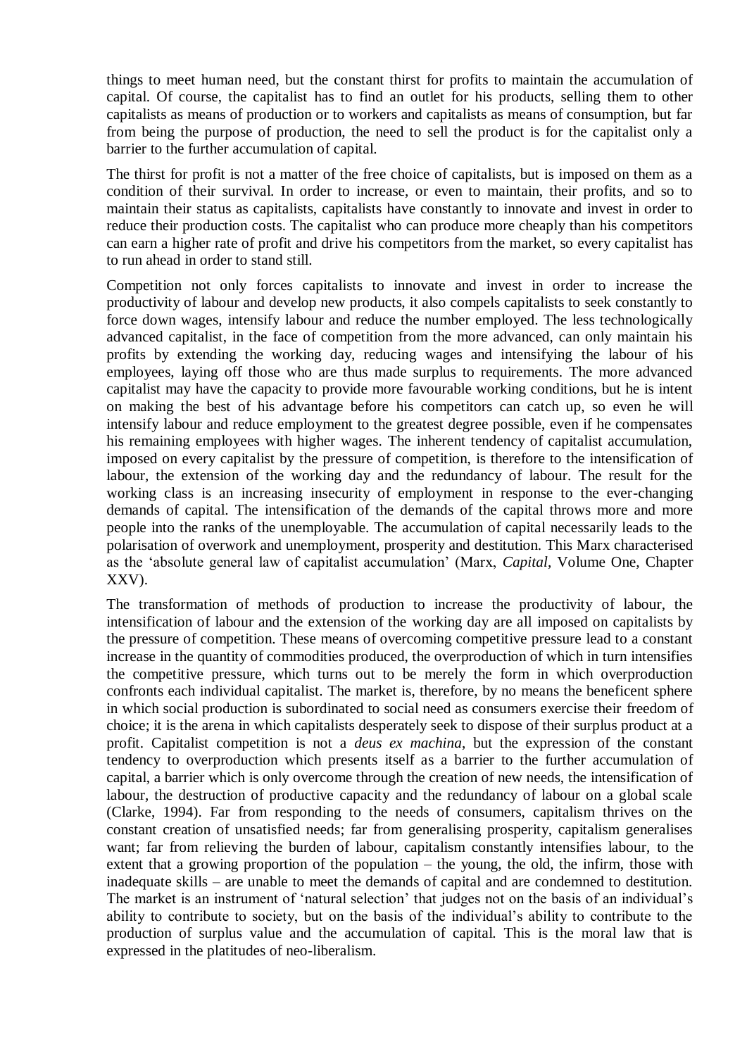things to meet human need, but the constant thirst for profits to maintain the accumulation of capital. Of course, the capitalist has to find an outlet for his products, selling them to other capitalists as means of production or to workers and capitalists as means of consumption, but far from being the purpose of production, the need to sell the product is for the capitalist only a barrier to the further accumulation of capital.

The thirst for profit is not a matter of the free choice of capitalists, but is imposed on them as a condition of their survival. In order to increase, or even to maintain, their profits, and so to maintain their status as capitalists, capitalists have constantly to innovate and invest in order to reduce their production costs. The capitalist who can produce more cheaply than his competitors can earn a higher rate of profit and drive his competitors from the market, so every capitalist has to run ahead in order to stand still.

Competition not only forces capitalists to innovate and invest in order to increase the productivity of labour and develop new products, it also compels capitalists to seek constantly to force down wages, intensify labour and reduce the number employed. The less technologically advanced capitalist, in the face of competition from the more advanced, can only maintain his profits by extending the working day, reducing wages and intensifying the labour of his employees, laying off those who are thus made surplus to requirements. The more advanced capitalist may have the capacity to provide more favourable working conditions, but he is intent on making the best of his advantage before his competitors can catch up, so even he will intensify labour and reduce employment to the greatest degree possible, even if he compensates his remaining employees with higher wages. The inherent tendency of capitalist accumulation, imposed on every capitalist by the pressure of competition, is therefore to the intensification of labour, the extension of the working day and the redundancy of labour. The result for the working class is an increasing insecurity of employment in response to the ever-changing demands of capital. The intensification of the demands of the capital throws more and more people into the ranks of the unemployable. The accumulation of capital necessarily leads to the polarisation of overwork and unemployment, prosperity and destitution. This Marx characterised as the 'absolute general law of capitalist accumulation' (Marx, *Capital*, Volume One, Chapter XXV).

The transformation of methods of production to increase the productivity of labour, the intensification of labour and the extension of the working day are all imposed on capitalists by the pressure of competition. These means of overcoming competitive pressure lead to a constant increase in the quantity of commodities produced, the overproduction of which in turn intensifies the competitive pressure, which turns out to be merely the form in which overproduction confronts each individual capitalist. The market is, therefore, by no means the beneficent sphere in which social production is subordinated to social need as consumers exercise their freedom of choice; it is the arena in which capitalists desperately seek to dispose of their surplus product at a profit. Capitalist competition is not a *deus ex machina*, but the expression of the constant tendency to overproduction which presents itself as a barrier to the further accumulation of capital, a barrier which is only overcome through the creation of new needs, the intensification of labour, the destruction of productive capacity and the redundancy of labour on a global scale (Clarke, 1994). Far from responding to the needs of consumers, capitalism thrives on the constant creation of unsatisfied needs; far from generalising prosperity, capitalism generalises want; far from relieving the burden of labour, capitalism constantly intensifies labour, to the extent that a growing proportion of the population – the young, the old, the infirm, those with inadequate skills – are unable to meet the demands of capital and are condemned to destitution. The market is an instrument of 'natural selection' that judges not on the basis of an individual's ability to contribute to society, but on the basis of the individual's ability to contribute to the production of surplus value and the accumulation of capital. This is the moral law that is expressed in the platitudes of neo-liberalism.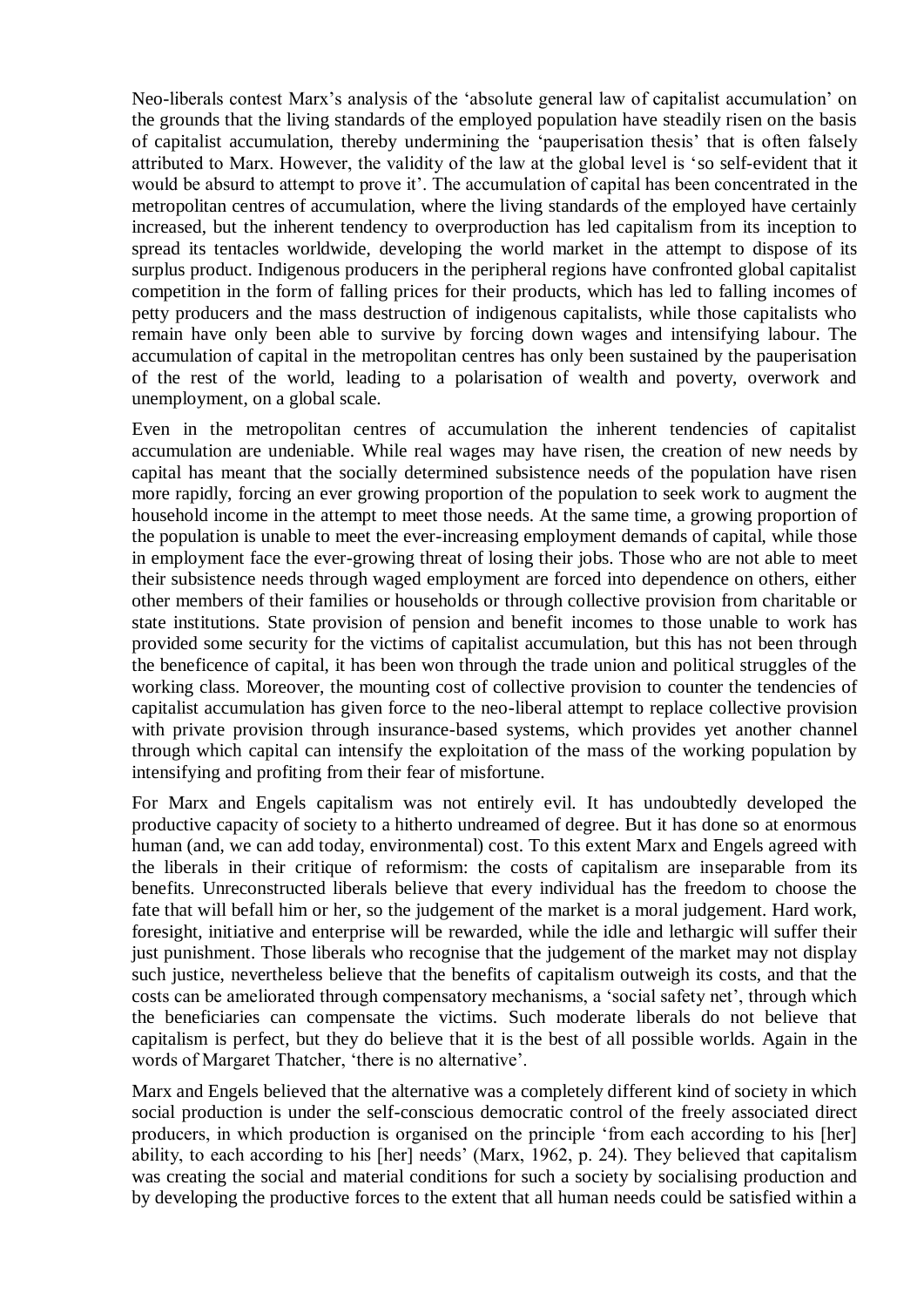Neo-liberals contest Marx's analysis of the 'absolute general law of capitalist accumulation' on the grounds that the living standards of the employed population have steadily risen on the basis of capitalist accumulation, thereby undermining the 'pauperisation thesis' that is often falsely attributed to Marx. However, the validity of the law at the global level is 'so self-evident that it would be absurd to attempt to prove it'. The accumulation of capital has been concentrated in the metropolitan centres of accumulation, where the living standards of the employed have certainly increased, but the inherent tendency to overproduction has led capitalism from its inception to spread its tentacles worldwide, developing the world market in the attempt to dispose of its surplus product. Indigenous producers in the peripheral regions have confronted global capitalist competition in the form of falling prices for their products, which has led to falling incomes of petty producers and the mass destruction of indigenous capitalists, while those capitalists who remain have only been able to survive by forcing down wages and intensifying labour. The accumulation of capital in the metropolitan centres has only been sustained by the pauperisation of the rest of the world, leading to a polarisation of wealth and poverty, overwork and unemployment, on a global scale.

Even in the metropolitan centres of accumulation the inherent tendencies of capitalist accumulation are undeniable. While real wages may have risen, the creation of new needs by capital has meant that the socially determined subsistence needs of the population have risen more rapidly, forcing an ever growing proportion of the population to seek work to augment the household income in the attempt to meet those needs. At the same time, a growing proportion of the population is unable to meet the ever-increasing employment demands of capital, while those in employment face the ever-growing threat of losing their jobs. Those who are not able to meet their subsistence needs through waged employment are forced into dependence on others, either other members of their families or households or through collective provision from charitable or state institutions. State provision of pension and benefit incomes to those unable to work has provided some security for the victims of capitalist accumulation, but this has not been through the beneficence of capital, it has been won through the trade union and political struggles of the working class. Moreover, the mounting cost of collective provision to counter the tendencies of capitalist accumulation has given force to the neo-liberal attempt to replace collective provision with private provision through insurance-based systems, which provides yet another channel through which capital can intensify the exploitation of the mass of the working population by intensifying and profiting from their fear of misfortune.

For Marx and Engels capitalism was not entirely evil. It has undoubtedly developed the productive capacity of society to a hitherto undreamed of degree. But it has done so at enormous human (and, we can add today, environmental) cost. To this extent Marx and Engels agreed with the liberals in their critique of reformism: the costs of capitalism are inseparable from its benefits. Unreconstructed liberals believe that every individual has the freedom to choose the fate that will befall him or her, so the judgement of the market is a moral judgement. Hard work, foresight, initiative and enterprise will be rewarded, while the idle and lethargic will suffer their just punishment. Those liberals who recognise that the judgement of the market may not display such justice, nevertheless believe that the benefits of capitalism outweigh its costs, and that the costs can be ameliorated through compensatory mechanisms, a 'social safety net', through which the beneficiaries can compensate the victims. Such moderate liberals do not believe that capitalism is perfect, but they do believe that it is the best of all possible worlds. Again in the words of Margaret Thatcher, 'there is no alternative'.

Marx and Engels believed that the alternative was a completely different kind of society in which social production is under the self-conscious democratic control of the freely associated direct producers, in which production is organised on the principle 'from each according to his [her] ability, to each according to his [her] needs' (Marx, 1962, p. 24). They believed that capitalism was creating the social and material conditions for such a society by socialising production and by developing the productive forces to the extent that all human needs could be satisfied within a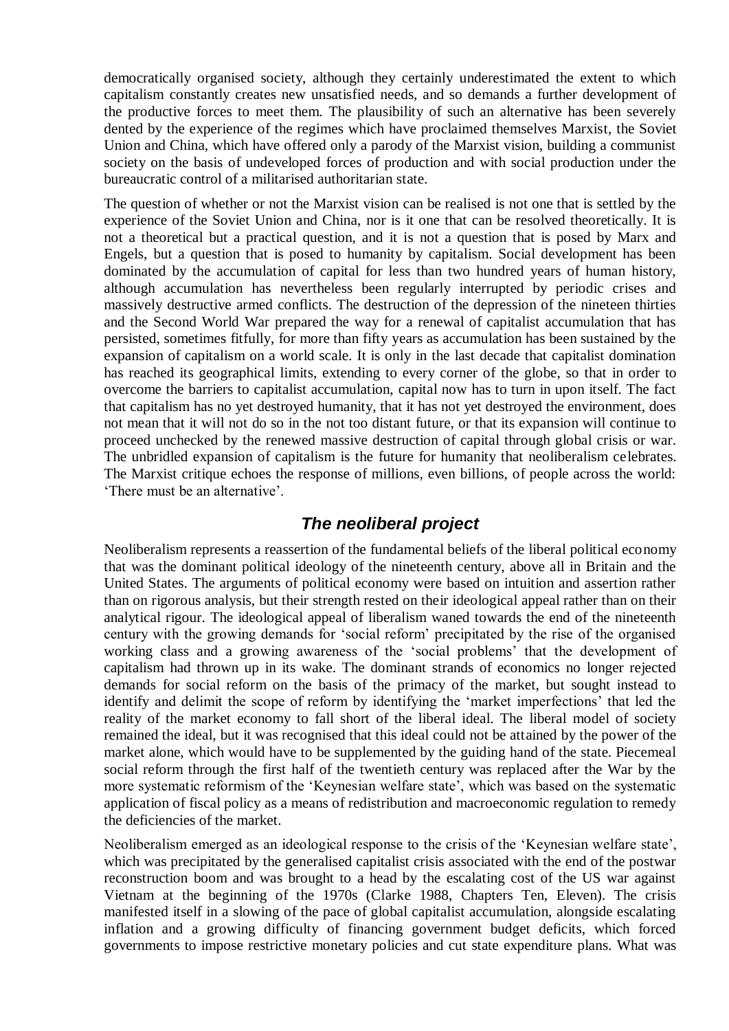democratically organised society, although they certainly underestimated the extent to which capitalism constantly creates new unsatisfied needs, and so demands a further development of the productive forces to meet them. The plausibility of such an alternative has been severely dented by the experience of the regimes which have proclaimed themselves Marxist, the Soviet Union and China, which have offered only a parody of the Marxist vision, building a communist society on the basis of undeveloped forces of production and with social production under the bureaucratic control of a militarised authoritarian state.

The question of whether or not the Marxist vision can be realised is not one that is settled by the experience of the Soviet Union and China, nor is it one that can be resolved theoretically. It is not a theoretical but a practical question, and it is not a question that is posed by Marx and Engels, but a question that is posed to humanity by capitalism. Social development has been dominated by the accumulation of capital for less than two hundred years of human history, although accumulation has nevertheless been regularly interrupted by periodic crises and massively destructive armed conflicts. The destruction of the depression of the nineteen thirties and the Second World War prepared the way for a renewal of capitalist accumulation that has persisted, sometimes fitfully, for more than fifty years as accumulation has been sustained by the expansion of capitalism on a world scale. It is only in the last decade that capitalist domination has reached its geographical limits, extending to every corner of the globe, so that in order to overcome the barriers to capitalist accumulation, capital now has to turn in upon itself. The fact that capitalism has no yet destroyed humanity, that it has not yet destroyed the environment, does not mean that it will not do so in the not too distant future, or that its expansion will continue to proceed unchecked by the renewed massive destruction of capital through global crisis or war. The unbridled expansion of capitalism is the future for humanity that neoliberalism celebrates. The Marxist critique echoes the response of millions, even billions, of people across the world: 'There must be an alternative'.

## *The neoliberal project*

Neoliberalism represents a reassertion of the fundamental beliefs of the liberal political economy that was the dominant political ideology of the nineteenth century, above all in Britain and the United States. The arguments of political economy were based on intuition and assertion rather than on rigorous analysis, but their strength rested on their ideological appeal rather than on their analytical rigour. The ideological appeal of liberalism waned towards the end of the nineteenth century with the growing demands for 'social reform' precipitated by the rise of the organised working class and a growing awareness of the 'social problems' that the development of capitalism had thrown up in its wake. The dominant strands of economics no longer rejected demands for social reform on the basis of the primacy of the market, but sought instead to identify and delimit the scope of reform by identifying the 'market imperfections' that led the reality of the market economy to fall short of the liberal ideal. The liberal model of society remained the ideal, but it was recognised that this ideal could not be attained by the power of the market alone, which would have to be supplemented by the guiding hand of the state. Piecemeal social reform through the first half of the twentieth century was replaced after the War by the more systematic reformism of the 'Keynesian welfare state', which was based on the systematic application of fiscal policy as a means of redistribution and macroeconomic regulation to remedy the deficiencies of the market.

Neoliberalism emerged as an ideological response to the crisis of the 'Keynesian welfare state', which was precipitated by the generalised capitalist crisis associated with the end of the postwar reconstruction boom and was brought to a head by the escalating cost of the US war against Vietnam at the beginning of the 1970s (Clarke 1988, Chapters Ten, Eleven). The crisis manifested itself in a slowing of the pace of global capitalist accumulation, alongside escalating inflation and a growing difficulty of financing government budget deficits, which forced governments to impose restrictive monetary policies and cut state expenditure plans. What was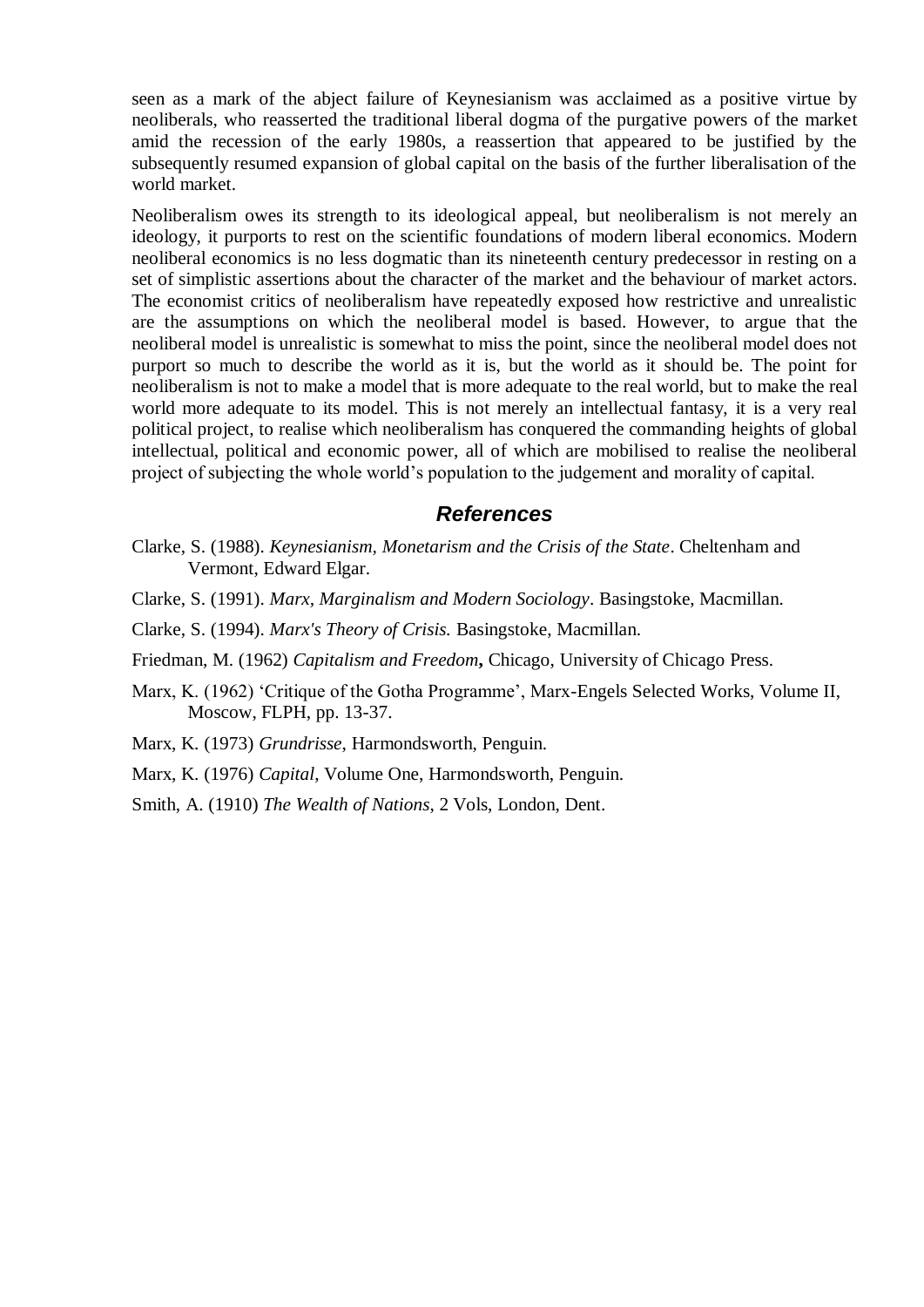seen as a mark of the abject failure of Keynesianism was acclaimed as a positive virtue by neoliberals, who reasserted the traditional liberal dogma of the purgative powers of the market amid the recession of the early 1980s, a reassertion that appeared to be justified by the subsequently resumed expansion of global capital on the basis of the further liberalisation of the world market.

Neoliberalism owes its strength to its ideological appeal, but neoliberalism is not merely an ideology, it purports to rest on the scientific foundations of modern liberal economics. Modern neoliberal economics is no less dogmatic than its nineteenth century predecessor in resting on a set of simplistic assertions about the character of the market and the behaviour of market actors. The economist critics of neoliberalism have repeatedly exposed how restrictive and unrealistic are the assumptions on which the neoliberal model is based. However, to argue that the neoliberal model is unrealistic is somewhat to miss the point, since the neoliberal model does not purport so much to describe the world as it is, but the world as it should be. The point for neoliberalism is not to make a model that is more adequate to the real world, but to make the real world more adequate to its model. This is not merely an intellectual fantasy, it is a very real political project, to realise which neoliberalism has conquered the commanding heights of global intellectual, political and economic power, all of which are mobilised to realise the neoliberal project of subjecting the whole world's population to the judgement and morality of capital.

## References

Clarke, S. (1988). *Keynesianism, Monetarism and the Crisis of the State*. Cheltenham and Vermont, Edward Elgar.

Clarke, S. (1991). *Marx, Marginalism and Modern Sociology*. Basingstoke, Macmillan.

Clarke, S. (1994). *Marx's Theory of Crisis.* Basingstoke, Macmillan.

Friedman, M. (1962) *Capitalism and Freedom***,** Chicago, University of Chicago Press.

Marx, K. (1962) 'Critique of the Gotha Programme', Marx-Engels Selected Works, Volume II, Moscow, FLPH, pp. 13-37.

Marx, K. (1973) *Grundrisse*, Harmondsworth, Penguin.

Marx, K. (1976) *Capital*, Volume One, Harmondsworth, Penguin.

Smith, A. (1910) *The Wealth of Nations*, 2 Vols, London, Dent.